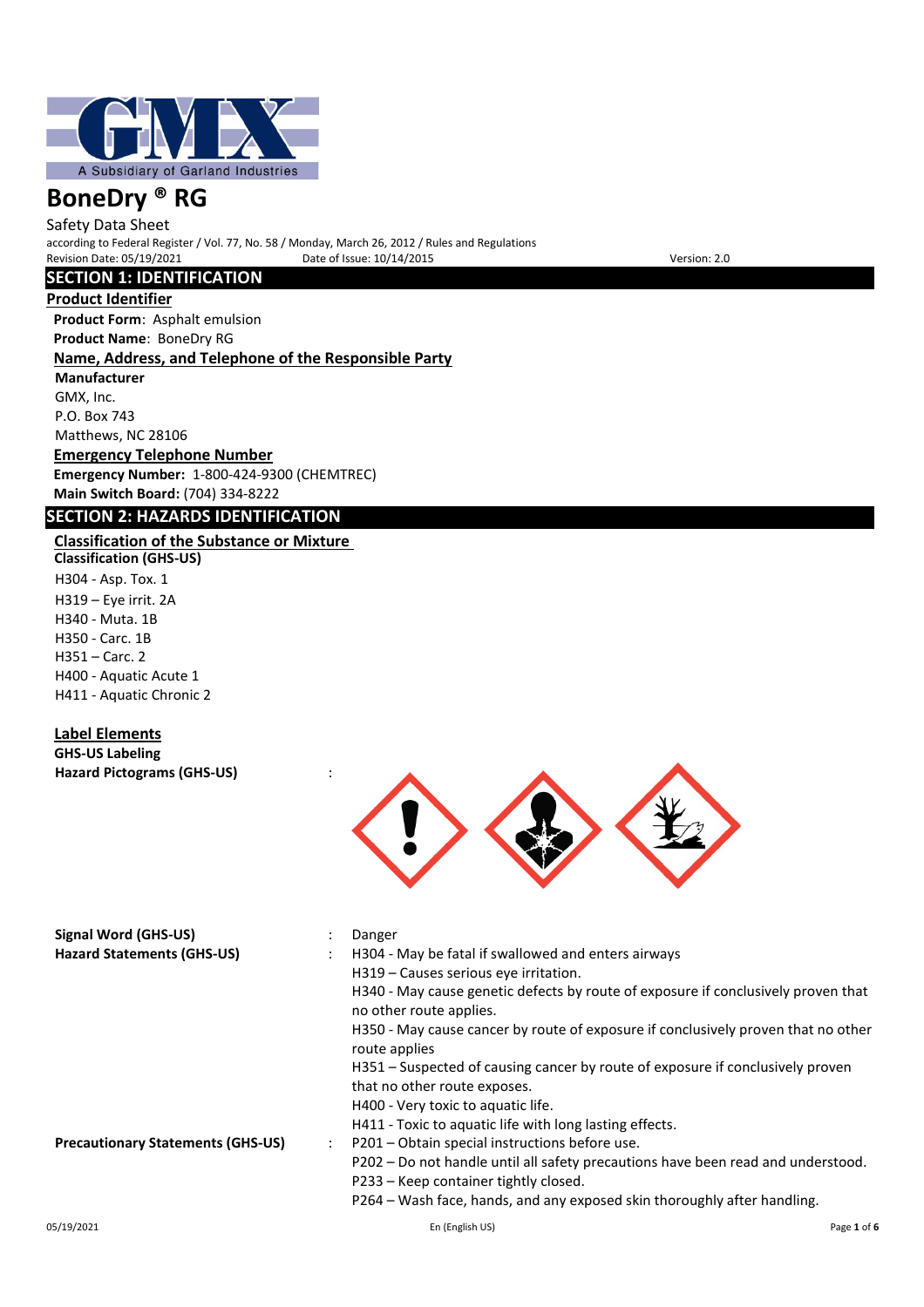# BoneDry ® RG

Safety Data Sheet

according to Federal Register / Vol. 77, No. 58 / Monday, March 26, 2012 / Rules and Regulations

Revision Date: 05/19/2021 Date of Issue: 10/14/2015 Version: 2.0

## SECTION 1: IDENTIFICATION

### Product Identifier

**Product Form**: Asphalt emulsion

**Product Name**: BoneDry RG

### Name, Address, and Telephone of the Responsible Party

**Manufacturer**

GMX, Inc.
P.O. Box 743
Matthews, NC 28106

### Emergency Telephone Number

**Emergency Number:** 1-800-424-9300 (CHEMTREC)

**Main Switch Board:** (704) 334-8222

## SECTION 2: HAZARDS IDENTIFICATION

### Classification of the Substance or Mixture

**Classification (GHS-US)**

H304 - Asp. Tox. 1
H319 – Eye irrit. 2A
H340 - Muta. 1B
H350 - Carc. 1B
H351 – Carc. 2
H400 - Aquatic Acute 1
H411 - Aquatic Chronic 2

### Label Elements

**GHS-US Labeling**

**Hazard Pictograms (GHS-US)** :

**Signal Word (GHS-US)** : Danger

**Hazard Statements (GHS-US)** :

H304 - May be fatal if swallowed and enters airways
H319 – Causes serious eye irritation.
H340 - May cause genetic defects by route of exposure if conclusively proven that no other route applies.
H350 - May cause cancer by route of exposure if conclusively proven that no other route applies
H351 – Suspected of causing cancer by route of exposure if conclusively proven that no other route exposes.
H400 - Very toxic to aquatic life.
H411 - Toxic to aquatic life with long lasting effects.

**Precautionary Statements (GHS-US)** :

P201 – Obtain special instructions before use.
P202 – Do not handle until all safety precautions have been read and understood.
P233 – Keep container tightly closed.
P264 – Wash face, hands, and any exposed skin thoroughly after handling.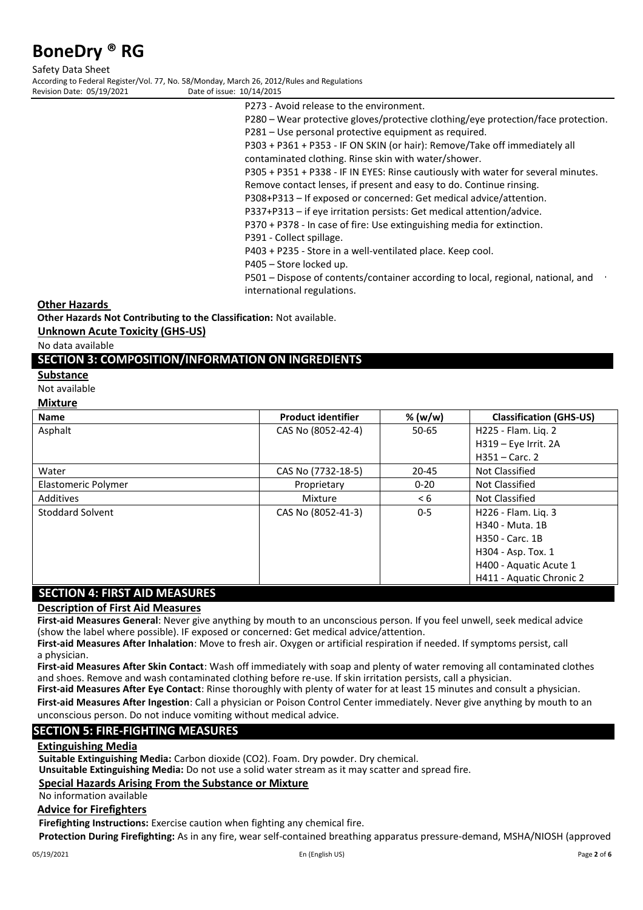P273 - Avoid release to the environment.

P280 – Wear protective gloves/protective clothing/eye protection/face protection.

P281 – Use personal protective equipment as required.

P303 + P361 + P353 - IF ON SKIN (or hair): Remove/Take off immediately all contaminated clothing. Rinse skin with water/shower.

P305 + P351 + P338 - IF IN EYES: Rinse cautiously with water for several minutes. Remove contact lenses, if present and easy to do. Continue rinsing.

P308+P313 – If exposed or concerned: Get medical advice/attention.

P337+P313 – if eye irritation persists: Get medical attention/advice.

P370 + P378 - In case of fire: Use extinguishing media for extinction.

P391 - Collect spillage.

P403 + P235 - Store in a well-ventilated place. Keep cool.

P405 – Store locked up.

P501 – Dispose of contents/container according to local, regional, national, and international regulations.

**Other Hazards**

**Other Hazards Not Contributing to the Classification:** Not available.

**Unknown Acute Toxicity (GHS-US)**

No data available

## SECTION 3: COMPOSITION/INFORMATION ON INGREDIENTS

**Substance**

Not available

**Mixture**

| Name | Product identifier | % (w/w) | Classification (GHS-US) |
|---|---|---|---|
| Asphalt | CAS No (8052-42-4) | 50-65 | H225 - Flam. Liq. 2<br>H319 – Eye Irrit. 2A<br>H351 – Carc. 2 |
| Water | CAS No (7732-18-5) | 20-45 | Not Classified |
| Elastomeric Polymer | Proprietary | 0-20 | Not Classified |
| Additives | Mixture | < 6 | Not Classified |
| Stoddard Solvent | CAS No (8052-41-3) | 0-5 | H226 - Flam. Liq. 3<br>H340 - Muta. 1B<br>H350 - Carc. 1B<br>H304 - Asp. Tox. 1<br>H400 - Aquatic Acute 1<br>H411 - Aquatic Chronic 2 |

## SECTION 4: FIRST AID MEASURES

**Description of First Aid Measures**

**First-aid Measures General**: Never give anything by mouth to an unconscious person. If you feel unwell, seek medical advice (show the label where possible). IF exposed or concerned: Get medical advice/attention.

**First-aid Measures After Inhalation**: Move to fresh air. Oxygen or artificial respiration if needed. If symptoms persist, call a physician.

**First-aid Measures After Skin Contact**: Wash off immediately with soap and plenty of water removing all contaminated clothes and shoes. Remove and wash contaminated clothing before re-use. If skin irritation persists, call a physician.

**First-aid Measures After Eye Contact**: Rinse thoroughly with plenty of water for at least 15 minutes and consult a physician.

**First-aid Measures After Ingestion**: Call a physician or Poison Control Center immediately. Never give anything by mouth to an unconscious person. Do not induce vomiting without medical advice.

## SECTION 5: FIRE-FIGHTING MEASURES

**Extinguishing Media**

**Suitable Extinguishing Media:** Carbon dioxide ($CO_2$). Foam. Dry powder. Dry chemical.

**Unsuitable Extinguishing Media:** Do not use a solid water stream as it may scatter and spread fire.

**Special Hazards Arising From the Substance or Mixture**

No information available

**Advice for Firefighters**

**Firefighting Instructions:** Exercise caution when fighting any chemical fire.

**Protection During Firefighting:** As in any fire, wear self-contained breathing apparatus pressure-demand, MSHA/NIOSH (approved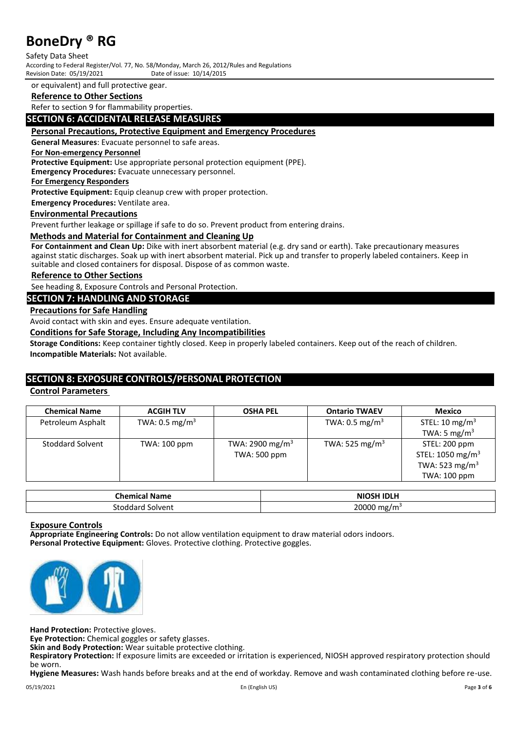or equivalent) and full protective gear.

**Reference to Other Sections**

Refer to section 9 for flammability properties.

## SECTION 6: ACCIDENTAL RELEASE MEASURES

**Personal Precautions, Protective Equipment and Emergency Procedures**

**General Measures**: Evacuate personnel to safe areas.

**For Non-emergency Personnel**

**Protective Equipment:** Use appropriate personal protection equipment (PPE).

**Emergency Procedures:** Evacuate unnecessary personnel.

**For Emergency Responders**

**Protective Equipment:** Equip cleanup crew with proper protection.

**Emergency Procedures:** Ventilate area.

**Environmental Precautions**

Prevent further leakage or spillage if safe to do so. Prevent product from entering drains.

**Methods and Material for Containment and Cleaning Up**

**For Containment and Clean Up:** Dike with inert absorbent material (e.g. dry sand or earth). Take precautionary measures against static discharges. Soak up with inert absorbent material. Pick up and transfer to properly labeled containers. Keep in suitable and closed containers for disposal. Dispose of as common waste.

**Reference to Other Sections**

See heading 8, Exposure Controls and Personal Protection.

## SECTION 7: HANDLING AND STORAGE

**Precautions for Safe Handling**

Avoid contact with skin and eyes. Ensure adequate ventilation.

**Conditions for Safe Storage, Including Any Incompatibilities**

**Storage Conditions:** Keep container tightly closed. Keep in properly labeled containers. Keep out of the reach of children.

**Incompatible Materials:** Not available.

## SECTION 8: EXPOSURE CONTROLS/PERSONAL PROTECTION

**Control Parameters**

| Chemical Name | ACGIH TLV | OSHA PEL | Ontario TWAEV | Mexico |
|---|---|---|---|---|
| Petroleum Asphalt | TWA: 0.5 mg/m$^3$ | | TWA: 0.5 mg/m$^3$ | STEL: 10 mg/m$^3$<br>TWA: 5 mg/m$^3$ |
| Stoddard Solvent | TWA: 100 ppm | TWA: 2900 mg/m$^3$<br>TWA: 500 ppm | TWA: 525 mg/m$^3$ | STEL: 200 ppm<br>STEL: 1050 mg/m$^3$<br>TWA: 523 mg/m$^3$<br>TWA: 100 ppm |

| Chemical Name | NIOSH IDLH |
|---|---|
| Stoddard Solvent | 20000 mg/m$^3$ |

**Exposure Controls**

**Appropriate Engineering Controls:** Do not allow ventilation equipment to draw material odors indoors.

**Personal Protective Equipment:** Gloves. Protective clothing. Protective goggles.

**Hand Protection:** Protective gloves.

**Eye Protection:** Chemical goggles or safety glasses.

**Skin and Body Protection:** Wear suitable protective clothing.

**Respiratory Protection:** If exposure limits are exceeded or irritation is experienced, NIOSH approved respiratory protection should be worn.

**Hygiene Measures:** Wash hands before breaks and at the end of workday. Remove and wash contaminated clothing before re-use.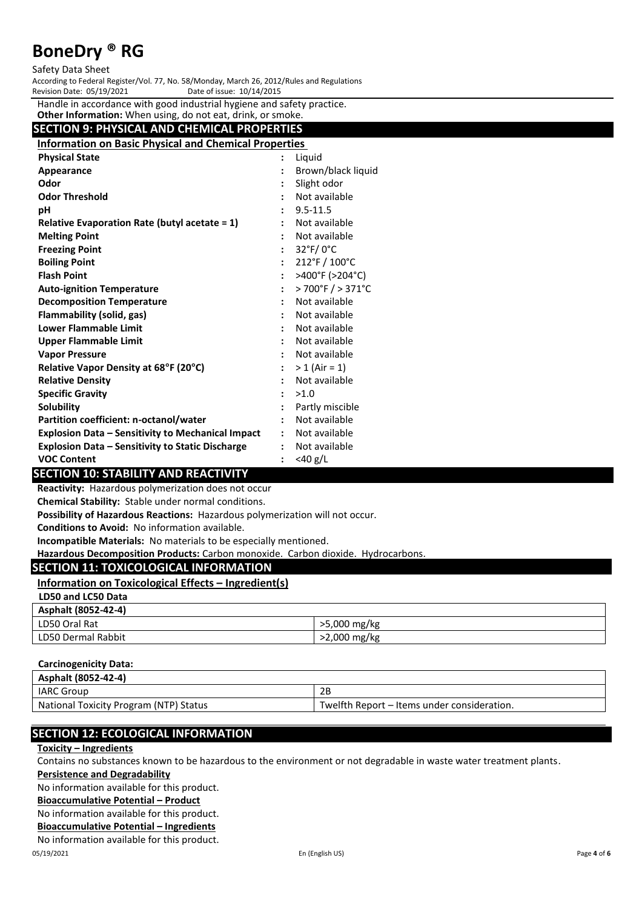Handle in accordance with good industrial hygiene and safety practice.

**Other Information:** When using, do not eat, drink, or smoke.

## SECTION 9: PHYSICAL AND CHEMICAL PROPERTIES

### Information on Basic Physical and Chemical Properties

| | | |
|---|---|---|
| **Physical State** | : | Liquid |
| **Appearance** | : | Brown/black liquid |
| **Odor** | : | Slight odor |
| **Odor Threshold** | : | Not available |
| **pH** | : | 9.5-11.5 |
| **Relative Evaporation Rate (butyl acetate = 1)** | : | Not available |
| **Melting Point** | : | Not available |
| **Freezing Point** | : | 32°F/ 0°C |
| **Boiling Point** | : | 212°F / 100°C |
| **Flash Point** | : | >400°F (>204°C) |
| **Auto-ignition Temperature** | : | > 700°F / > 371°C |
| **Decomposition Temperature** | : | Not available |
| **Flammability (solid, gas)** | : | Not available |
| **Lower Flammable Limit** | : | Not available |
| **Upper Flammable Limit** | : | Not available |
| **Vapor Pressure** | : | Not available |
| **Relative Vapor Density at 68°F (20°C)** | : | > 1 (Air = 1) |
| **Relative Density** | : | Not available |
| **Specific Gravity** | : | >1.0 |
| **Solubility** | : | Partly miscible |
| **Partition coefficient: n-octanol/water** | : | Not available |
| **Explosion Data – Sensitivity to Mechanical Impact** | : | Not available |
| **Explosion Data – Sensitivity to Static Discharge** | : | Not available |
| **VOC Content** | : | <40 g/L |

## SECTION 10: STABILITY AND REACTIVITY

**Reactivity:** Hazardous polymerization does not occur

**Chemical Stability:** Stable under normal conditions.

**Possibility of Hazardous Reactions:** Hazardous polymerization will not occur.

**Conditions to Avoid:** No information available.

**Incompatible Materials:** No materials to be especially mentioned.

**Hazardous Decomposition Products:** Carbon monoxide. Carbon dioxide. Hydrocarbons.

## SECTION 11: TOXICOLOGICAL INFORMATION

### Information on Toxicological Effects – Ingredient(s)

**LD50 and LC50 Data**

| **Asphalt (8052-42-4)** | |
|---|---|
| LD50 Oral Rat | >5,000 mg/kg |
| LD50 Dermal Rabbit | >2,000 mg/kg |

**Carcinogenicity Data:**

| **Asphalt (8052-42-4)** | |
|---|---|
| IARC Group | 2B |
| National Toxicity Program (NTP) Status | Twelfth Report – Items under consideration. |

## SECTION 12: ECOLOGICAL INFORMATION

**Toxicity – Ingredients**

Contains no substances known to be hazardous to the environment or not degradable in waste water treatment plants.

**Persistence and Degradability**

No information available for this product.

**Bioaccumulative Potential – Product**

No information available for this product.

**Bioaccumulative Potential – Ingredients**

No information available for this product.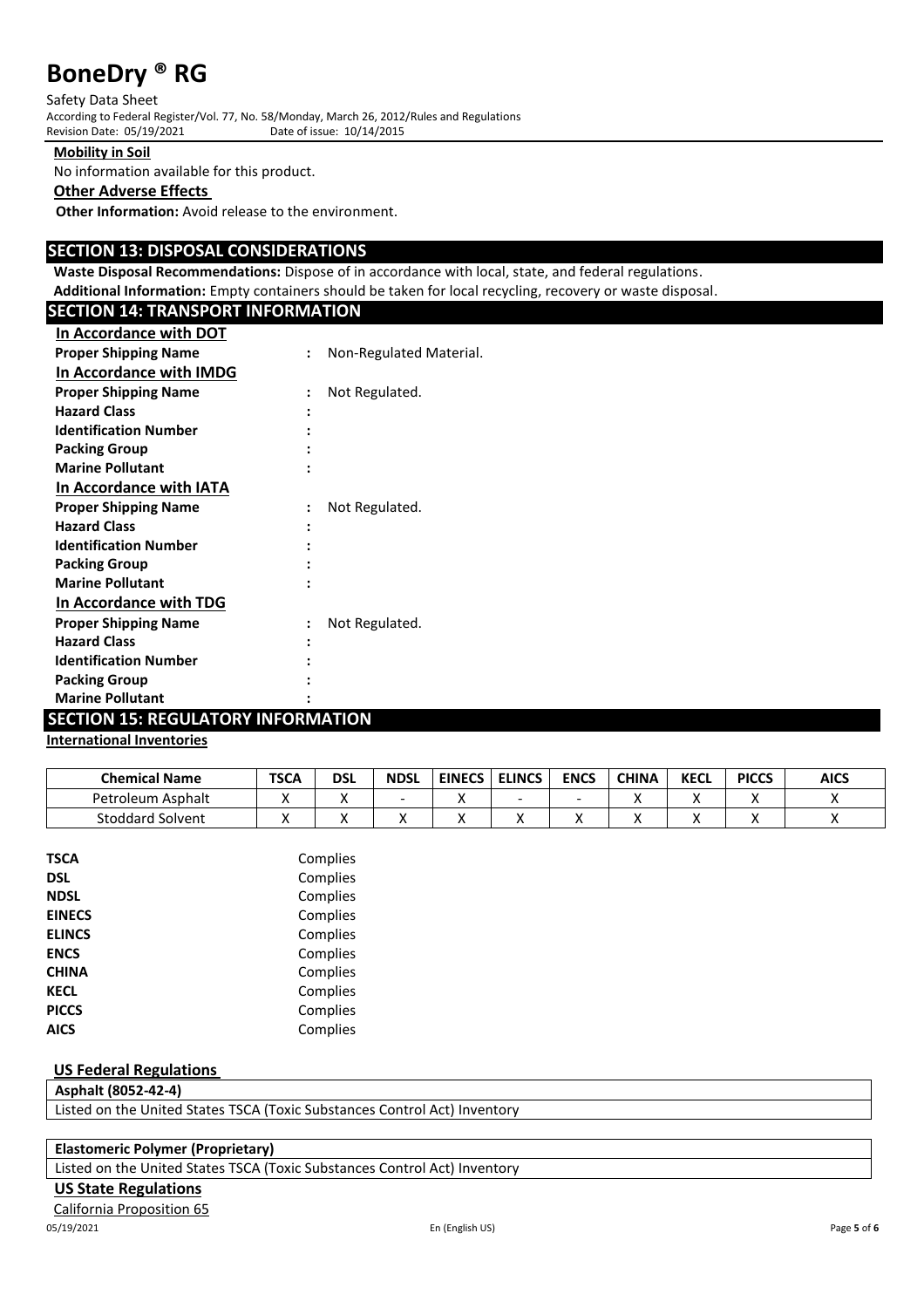**Mobility in Soil**

No information available for this product.

**Other Adverse Effects**

**Other Information:** Avoid release to the environment.

## SECTION 13: DISPOSAL CONSIDERATIONS

**Waste Disposal Recommendations:** Dispose of in accordance with local, state, and federal regulations.

**Additional Information:** Empty containers should be taken for local recycling, recovery or waste disposal.

## SECTION 14: TRANSPORT INFORMATION

**In Accordance with DOT**

**Proper Shipping Name** : Non-Regulated Material.

**In Accordance with IMDG**

**Proper Shipping Name** : Not Regulated.
**Hazard Class** :
**Identification Number** :
**Packing Group** :
**Marine Pollutant** :

**In Accordance with IATA**

**Proper Shipping Name** : Not Regulated.
**Hazard Class** :
**Identification Number** :
**Packing Group** :
**Marine Pollutant** :

**In Accordance with TDG**

**Proper Shipping Name** : Not Regulated.
**Hazard Class** :
**Identification Number** :
**Packing Group** :
**Marine Pollutant** :

## SECTION 15: REGULATORY INFORMATION

**International Inventories**

| Chemical Name | TSCA | DSL | NDSL | EINECS | ELINCS | ENCS | CHINA | KECL | PICCS | AICS |
|---|---|---|---|---|---|---|---|---|---|---|
| Petroleum Asphalt | X | X | - | X | - | - | X | X | X | X |
| Stoddard Solvent | X | X | X | X | X | X | X | X | X | X |

| | |
|---|---|
| **TSCA** | Complies |
| **DSL** | Complies |
| **NDSL** | Complies |
| **EINECS** | Complies |
| **ELINCS** | Complies |
| **ENCS** | Complies |
| **CHINA** | Complies |
| **KECL** | Complies |
| **PICCS** | Complies |
| **AICS** | Complies |

**US Federal Regulations**

| **Asphalt (8052-42-4)** |
|---|
| Listed on the United States TSCA (Toxic Substances Control Act) Inventory |

| **Elastomeric Polymer (Proprietary)** |
|---|
| Listed on the United States TSCA (Toxic Substances Control Act) Inventory |

**US State Regulations**

California Proposition 65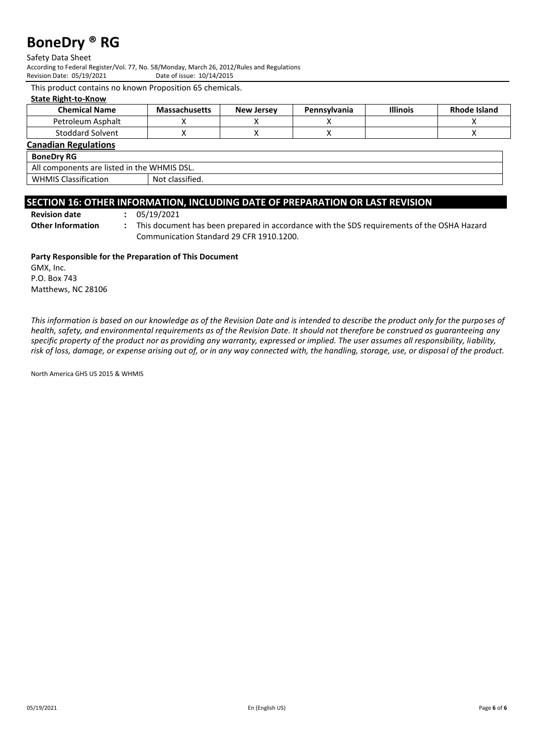This product contains no known Proposition 65 chemicals.

**State Right-to-Know**

| Chemical Name | Massachusetts | New Jersey | Pennsylvania | Illinois | Rhode Island |
|---|---|---|---|---|---|
| Petroleum Asphalt | X | X | X | | X |
| Stoddard Solvent | X | X | X | | X |

**Canadian Regulations**

| BoneDry RG | |
|---|---|
| All components are listed in the WHMIS DSL. | |
| WHMIS Classification | Not classified. |

## SECTION 16: OTHER INFORMATION, INCLUDING DATE OF PREPARATION OR LAST REVISION

**Revision date** : 05/19/2021

**Other Information** : This document has been prepared in accordance with the SDS requirements of the OSHA Hazard Communication Standard 29 CFR 1910.1200.

**Party Responsible for the Preparation of This Document**

GMX, Inc.
P.O. Box 743
Matthews, NC 28106

*This information is based on our knowledge as of the Revision Date and is intended to describe the product only for the purposes of health, safety, and environmental requirements as of the Revision Date. It should not therefore be construed as guaranteeing any specific property of the product nor as providing any warranty, expressed or implied. The user assumes all responsibility, liability, risk of loss, damage, or expense arising out of, or in any way connected with, the handling, storage, use, or disposal of the product.*

North America GHS US 2015 & WHMIS